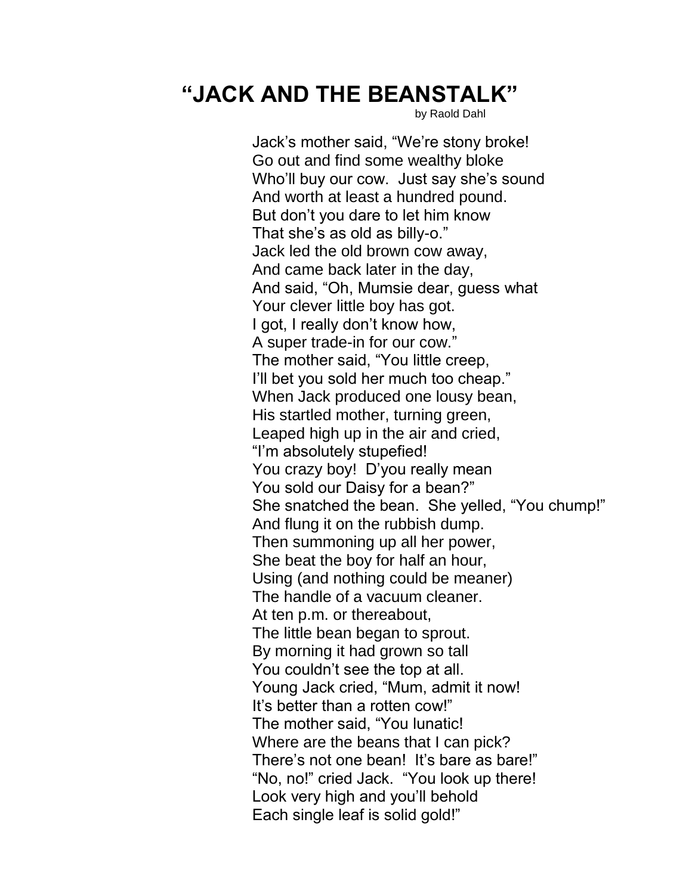# "JACK AND THE BEANSTALK"

by Raold Dahl

Jack's mother said, "We're stony broke!  
Go out and find some wealthy bloke  
Who'll buy our cow. Just say she's sound  
And worth at least a hundred pound.  
But don't you dare to let him know  
That she's as old as billy-o."  
Jack led the old brown cow away,  
And came back later in the day,  
And said, "Oh, Mumsie dear, guess what  
Your clever little boy has got.  
I got, I really don't know how,  
A super trade-in for our cow."  
The mother said, "You little creep,  
I'll bet you sold her much too cheap."  
When Jack produced one lousy bean,  
His startled mother, turning green,  
Leaped high up in the air and cried,  
"I'm absolutely stupefied!  
You crazy boy! D'you really mean  
You sold our Daisy for a bean?"  
She snatched the bean. She yelled, "You chump!"  
And flung it on the rubbish dump.  
Then summoning up all her power,  
She beat the boy for half an hour,  
Using (and nothing could be meaner)  
The handle of a vacuum cleaner.  
At ten p.m. or thereabout,  
The little bean began to sprout.  
By morning it had grown so tall  
You couldn't see the top at all.  
Young Jack cried, "Mum, admit it now!  
It's better than a rotten cow!"  
The mother said, "You lunatic!  
Where are the beans that I can pick?  
There's not one bean! It's bare as bare!"  
"No, no!" cried Jack. "You look up there!  
Look very high and you'll behold  
Each single leaf is solid gold!"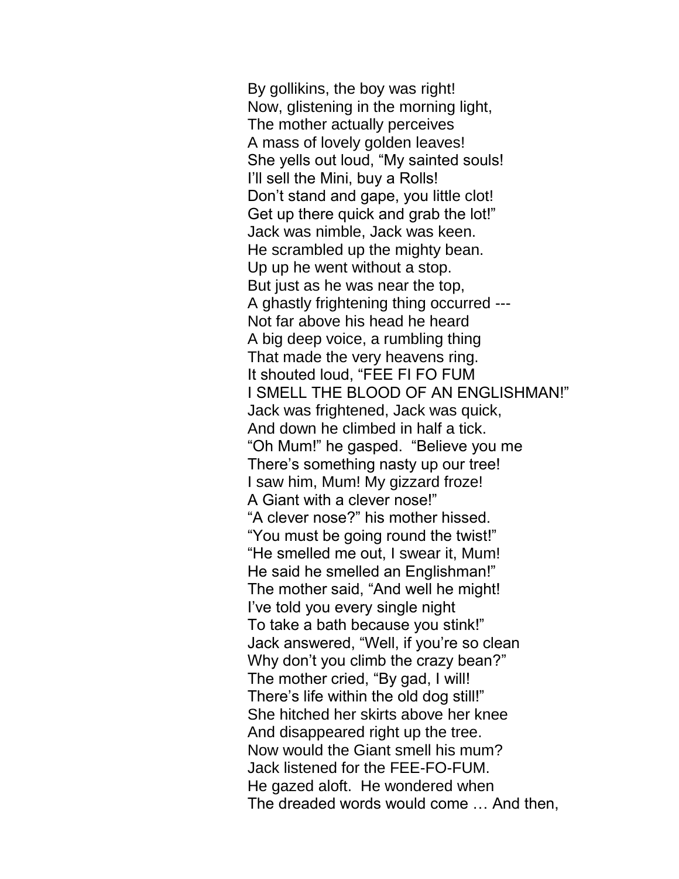By gollikins, the boy was right!  
Now, glistening in the morning light,  
The mother actually perceives  
A mass of lovely golden leaves!  
She yells out loud, "My sainted souls!  
I'll sell the Mini, buy a Rolls!  
Don't stand and gape, you little clot!  
Get up there quick and grab the lot!"  
Jack was nimble, Jack was keen.  
He scrambled up the mighty bean.  
Up up he went without a stop.  
But just as he was near the top,  
A ghastly frightening thing occurred ---  
Not far above his head he heard  
A big deep voice, a rumbling thing  
That made the very heavens ring.  
It shouted loud, "FEE FI FO FUM  
I SMELL THE BLOOD OF AN ENGLISHMAN!"  
Jack was frightened, Jack was quick,  
And down he climbed in half a tick.  
"Oh Mum!" he gasped. "Believe you me  
There's something nasty up our tree!  
I saw him, Mum! My gizzard froze!  
A Giant with a clever nose!"  
"A clever nose?" his mother hissed.  
"You must be going round the twist!"  
"He smelled me out, I swear it, Mum!  
He said he smelled an Englishman!"  
The mother said, "And well he might!  
I've told you every single night  
To take a bath because you stink!"  
Jack answered, "Well, if you're so clean  
Why don't you climb the crazy bean?"  
The mother cried, "By gad, I will!  
There's life within the old dog still!"  
She hitched her skirts above her knee  
And disappeared right up the tree.  
Now would the Giant smell his mum?  
Jack listened for the FEE-FO-FUM.  
He gazed aloft. He wondered when  
The dreaded words would come … And then,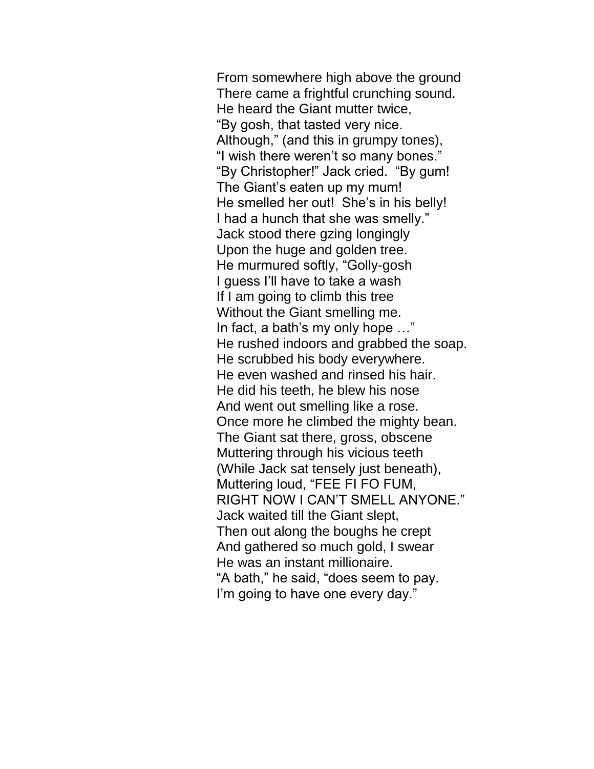From somewhere high above the ground
There came a frightful crunching sound.
He heard the Giant mutter twice,
"By gosh, that tasted very nice.
Although," (and this in grumpy tones),
"I wish there weren't so many bones."
"By Christopher!" Jack cried. "By gum!
The Giant's eaten up my mum!
He smelled her out! She's in his belly!
I had a hunch that she was smelly."
Jack stood there gzing longingly
Upon the huge and golden tree.
He murmured softly, "Golly-gosh
I guess I'll have to take a wash
If I am going to climb this tree
Without the Giant smelling me.
In fact, a bath's my only hope …"
He rushed indoors and grabbed the soap.
He scrubbed his body everywhere.
He even washed and rinsed his hair.
He did his teeth, he blew his nose
And went out smelling like a rose.
Once more he climbed the mighty bean.
The Giant sat there, gross, obscene
Muttering through his vicious teeth
(While Jack sat tensely just beneath),
Muttering loud, "FEE FI FO FUM,
RIGHT NOW I CAN'T SMELL ANYONE."
Jack waited till the Giant slept,
Then out along the boughs he crept
And gathered so much gold, I swear
He was an instant millionaire.
"A bath," he said, "does seem to pay.
I'm going to have one every day."